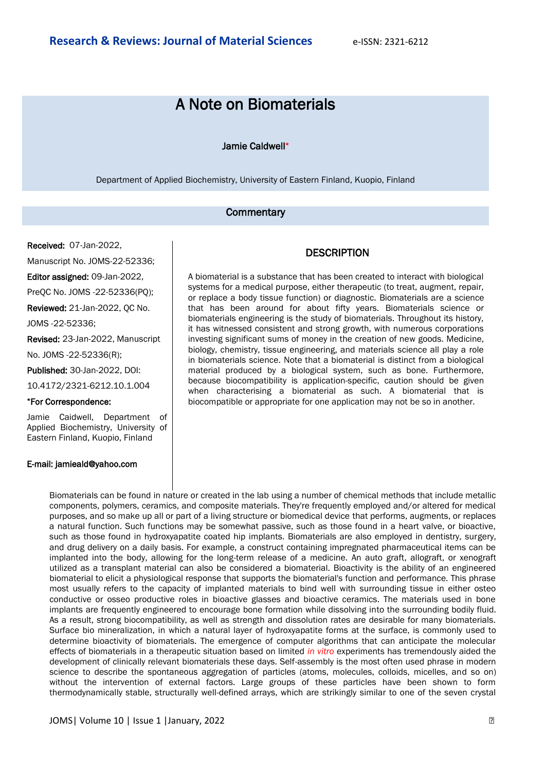# A Note on Biomaterials

**Jamie Caldwell***

Department of Applied Biochemistry, University of Eastern Finland, Kuopio, Finland

## Commentary

**Received:** 07-Jan-2022, Manuscript No. JOMS-22-52336; **Editor assigned:** 09-Jan-2022, PreQC No. JOMS -22-52336(PQ); **Reviewed:** 21-Jan-2022, QC No. JOMS -22-52336; **Revised:** 23-Jan-2022, Manuscript No. JOMS -22-52336(R); **Published:** 30-Jan-2022, DOI: 10.4172/2321-6212.10.1.004

***For Correspondence:**

Jamie Caidwell, Department of Applied Biochemistry, University of Eastern Finland, Kuopio, Finland

**E-mail: jamieald@yahoo.com**

## DESCRIPTION

A biomaterial is a substance that has been created to interact with biological systems for a medical purpose, either therapeutic (to treat, augment, repair, or replace a body tissue function) or diagnostic. Biomaterials are a science that has been around for about fifty years. Biomaterials science or biomaterials engineering is the study of biomaterials. Throughout its history, it has witnessed consistent and strong growth, with numerous corporations investing significant sums of money in the creation of new goods. Medicine, biology, chemistry, tissue engineering, and materials science all play a role in biomaterials science. Note that a biomaterial is distinct from a biological material produced by a biological system, such as bone. Furthermore, because biocompatibility is application-specific, caution should be given when characterising a biomaterial as such. A biomaterial that is biocompatible or appropriate for one application may not be so in another.

Biomaterials can be found in nature or created in the lab using a number of chemical methods that include metallic components, polymers, ceramics, and composite materials. They're frequently employed and/or altered for medical purposes, and so make up all or part of a living structure or biomedical device that performs, augments, or replaces a natural function. Such functions may be somewhat passive, such as those found in a heart valve, or bioactive, such as those found in hydroxyapatite coated hip implants. Biomaterials are also employed in dentistry, surgery, and drug delivery on a daily basis. For example, a construct containing impregnated pharmaceutical items can be implanted into the body, allowing for the long-term release of a medicine. An auto graft, allograft, or xenograft utilized as a transplant material can also be considered a biomaterial. Bioactivity is the ability of an engineered biomaterial to elicit a physiological response that supports the biomaterial's function and performance. This phrase most usually refers to the capacity of implanted materials to bind well with surrounding tissue in either osteo conductive or osseo productive roles in bioactive glasses and bioactive ceramics. The materials used in bone implants are frequently engineered to encourage bone formation while dissolving into the surrounding bodily fluid. As a result, strong biocompatibility, as well as strength and dissolution rates are desirable for many biomaterials. Surface bio mineralization, in which a natural layer of hydroxyapatite forms at the surface, is commonly used to determine bioactivity of biomaterials. The emergence of computer algorithms that can anticipate the molecular effects of biomaterials in a therapeutic situation based on limited *in vitro* experiments has tremendously aided the development of clinically relevant biomaterials these days. Self-assembly is the most often used phrase in modern science to describe the spontaneous aggregation of particles (atoms, molecules, colloids, micelles, and so on) without the intervention of external factors. Large groups of these particles have been shown to form thermodynamically stable, structurally well-defined arrays, which are strikingly similar to one of the seven crystal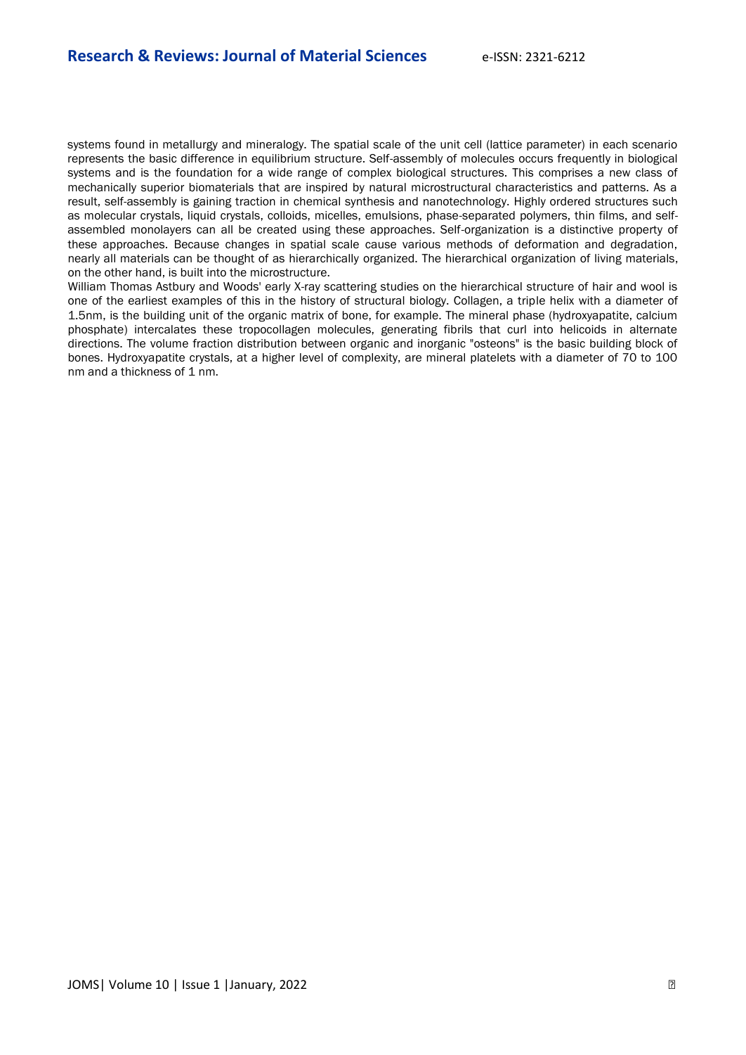systems found in metallurgy and mineralogy. The spatial scale of the unit cell (lattice parameter) in each scenario represents the basic difference in equilibrium structure. Self-assembly of molecules occurs frequently in biological systems and is the foundation for a wide range of complex biological structures. This comprises a new class of mechanically superior biomaterials that are inspired by natural microstructural characteristics and patterns. As a result, self-assembly is gaining traction in chemical synthesis and nanotechnology. Highly ordered structures such as molecular crystals, liquid crystals, colloids, micelles, emulsions, phase-separated polymers, thin films, and self-assembled monolayers can all be created using these approaches. Self-organization is a distinctive property of these approaches. Because changes in spatial scale cause various methods of deformation and degradation, nearly all materials can be thought of as hierarchically organized. The hierarchical organization of living materials, on the other hand, is built into the microstructure.

William Thomas Astbury and Woods' early X-ray scattering studies on the hierarchical structure of hair and wool is one of the earliest examples of this in the history of structural biology. Collagen, a triple helix with a diameter of 1.5nm, is the building unit of the organic matrix of bone, for example. The mineral phase (hydroxyapatite, calcium phosphate) intercalates these tropocollagen molecules, generating fibrils that curl into helicoids in alternate directions. The volume fraction distribution between organic and inorganic "osteons" is the basic building block of bones. Hydroxyapatite crystals, at a higher level of complexity, are mineral platelets with a diameter of 70 to 100 nm and a thickness of 1 nm.